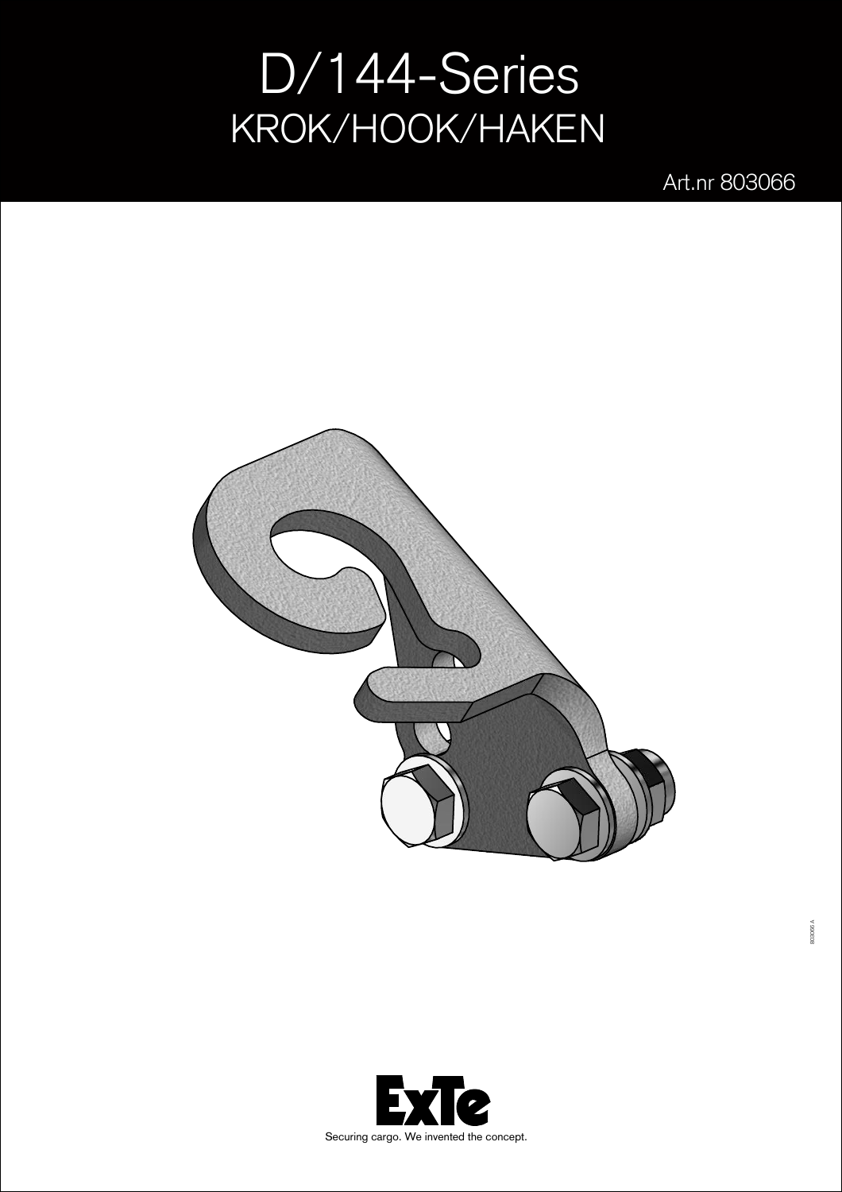# D/144-Series

## KROK/HOOK/HAKEN

Art.nr 803066

803066 A

ExTe

Securing cargo. We invented the concept.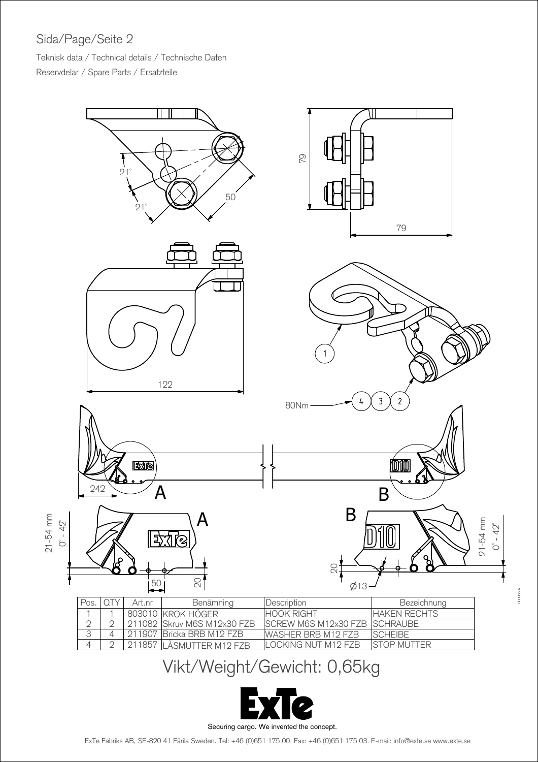## Sida/Page/Seite 2

Teknisk data / Technical details / Technische Daten

Reservdelar / Spare Parts / Ersatzteile

21°

21°

50

79

79

122

1

80Nm

4 3 2

242

A

B

21-54 mm
0° - 42°

50

20

20

Ø13

21-54 mm
0° - 42°

| Pos. | QTY | Art.nr | Benämning | Description | Bezeichnung |
|---|---|---|---|---|---|
| 1 | 1 | 803010 | KROK HÖGER | HOOK RIGHT | HAKEN RECHTS |
| 2 | 2 | 211082 | Skruv M6S M12x30 FZB | SCREW M6S M12x30 FZB | SCHRAUBE |
| 3 | 4 | 211907 | Bricka BRB M12 FZB | WASHER BRB M12 FZB | SCHEIBE |
| 4 | 2 | 211857 | LÅSMUTTER M12 FZB | LOCKING NUT M12 FZB | STOP MUTTER |

# Vikt/Weight/Gewicht: 0,65kg

ExTe

Securing cargo. We invented the concept.

ExTe Fabriks AB, SE-820 41 Färila Sweden. Tel: +46 (0)651 175 00. Fax: +46 (0)651 175 03. E-mail: info@exte.se www.exte.se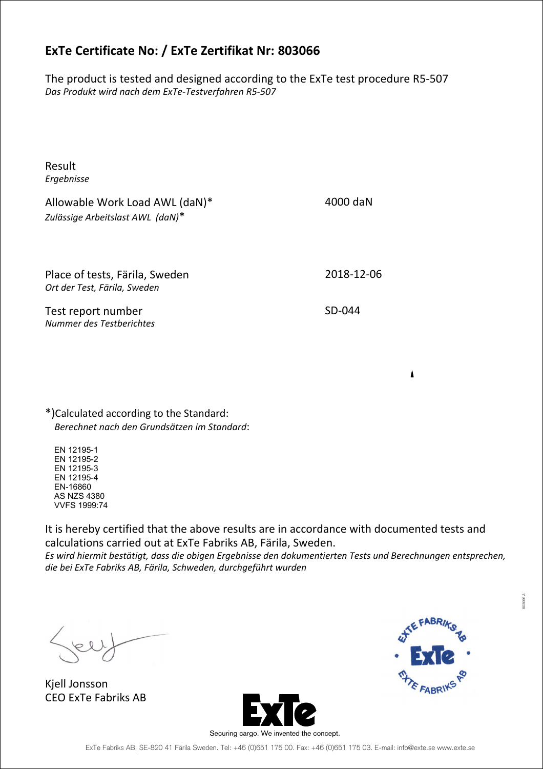## ExTe Certificate No: / ExTe Zertifikat Nr: 803066

The product is tested and designed according to the ExTe test procedure R5-507
*Das Produkt wird nach dem ExTe-Testverfahren R5-507*

Result
*Ergebnisse*

| | |
|---|---|
| Allowable Work Load AWL (daN)* <br> *Zulässige Arbeitslast AWL (daN)** | 4000 daN |
| Place of tests, Färila, Sweden <br> *Ort der Test, Färila, Sweden* | 2018-12-06 |
| Test report number <br> *Nummer des Testberichtes* | SD-044 |

*)Calculated according to the Standard:
*Berechnet nach den Grundsätzen im Standard*:

EN 12195-1
EN 12195-2
EN 12195-3
EN 12195-4
EN-16860
AS NZS 4380
VVFS 1999:74

It is hereby certified that the above results are in accordance with documented tests and calculations carried out at ExTe Fabriks AB, Färila, Sweden.
*Es wird hiermit bestätigt, dass die obigen Ergebnisse den dokumentierten Tests und Berechnungen entsprechen, die bei ExTe Fabriks AB, Färila, Schweden, durchgeführt wurden*

Kjell Jonsson
CEO ExTe Fabriks AB

EXTE FABRIKS AB • ExTe • EXTE FABRIKS AB

ExTe
Securing cargo. We invented the concept.

803066 A

ExTe Fabriks AB, SE-820 41 Färila Sweden. Tel: +46 (0)651 175 00. Fax: +46 (0)651 175 03. E-mail: info@exte.se www.exte.se